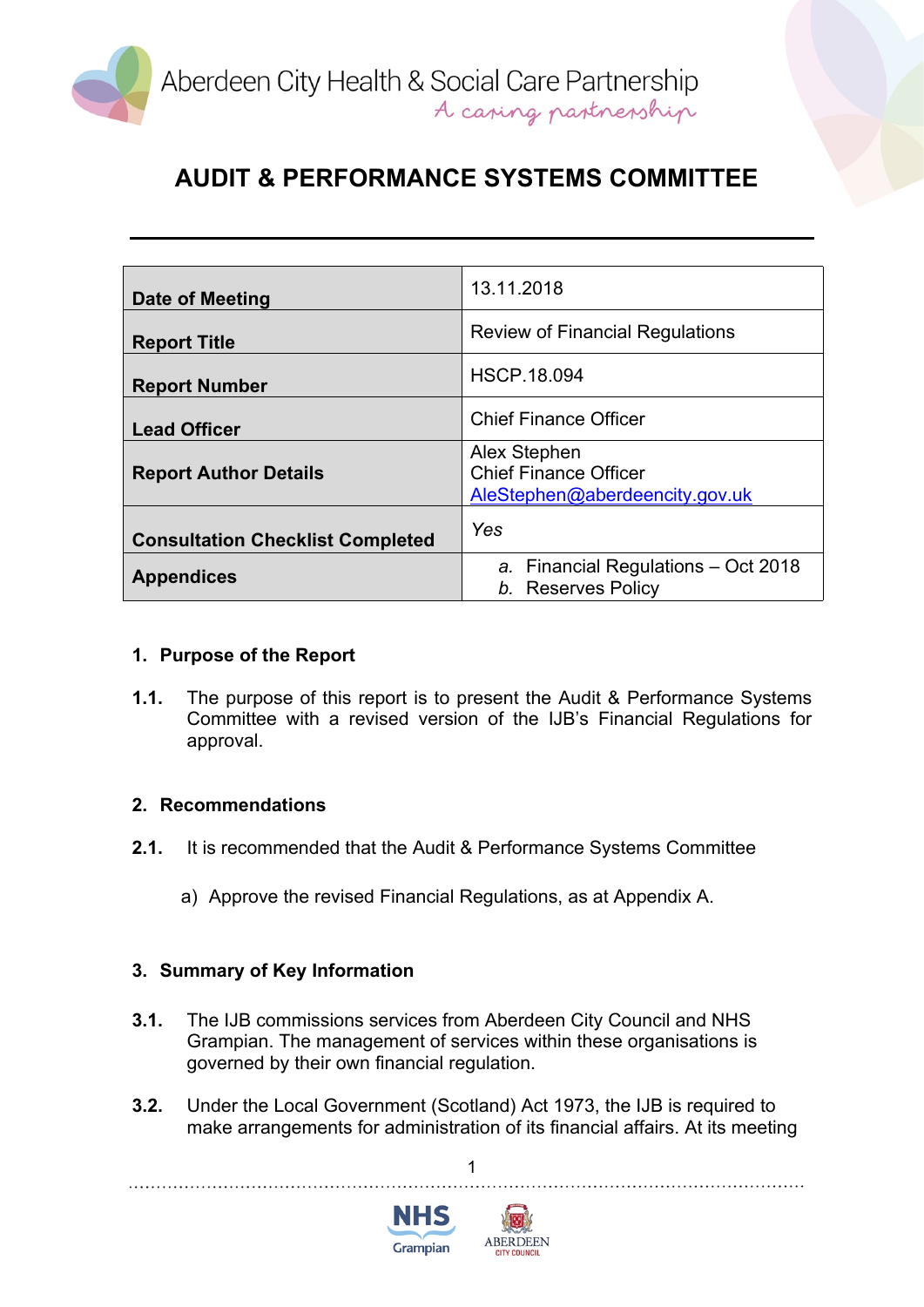Aberdeen City Health & Social Care Partnership
*A caring partnership*

# AUDIT & PERFORMANCE SYSTEMS COMMITTEE

| | |
|---|---|
| **Date of Meeting** | 13.11.2018 |
| **Report Title** | Review of Financial Regulations |
| **Report Number** | HSCP.18.094 |
| **Lead Officer** | Chief Finance Officer |
| **Report Author Details** | Alex Stephen<br>Chief Finance Officer<br>AleStephen@aberdeencity.gov.uk |
| **Consultation Checklist Completed** | *Yes* |
| **Appendices** | *a.* Financial Regulations – Oct 2018<br>*b.* Reserves Policy |

## 1. Purpose of the Report

**1.1.** The purpose of this report is to present the Audit & Performance Systems Committee with a revised version of the IJB's Financial Regulations for approval.

## 2. Recommendations

**2.1.** It is recommended that the Audit & Performance Systems Committee

a) Approve the revised Financial Regulations, as at Appendix A.

## 3. Summary of Key Information

**3.1.** The IJB commissions services from Aberdeen City Council and NHS Grampian. The management of services within these organisations is governed by their own financial regulation.

**3.2.** Under the Local Government (Scotland) Act 1973, the IJB is required to make arrangements for administration of its financial affairs. At its meeting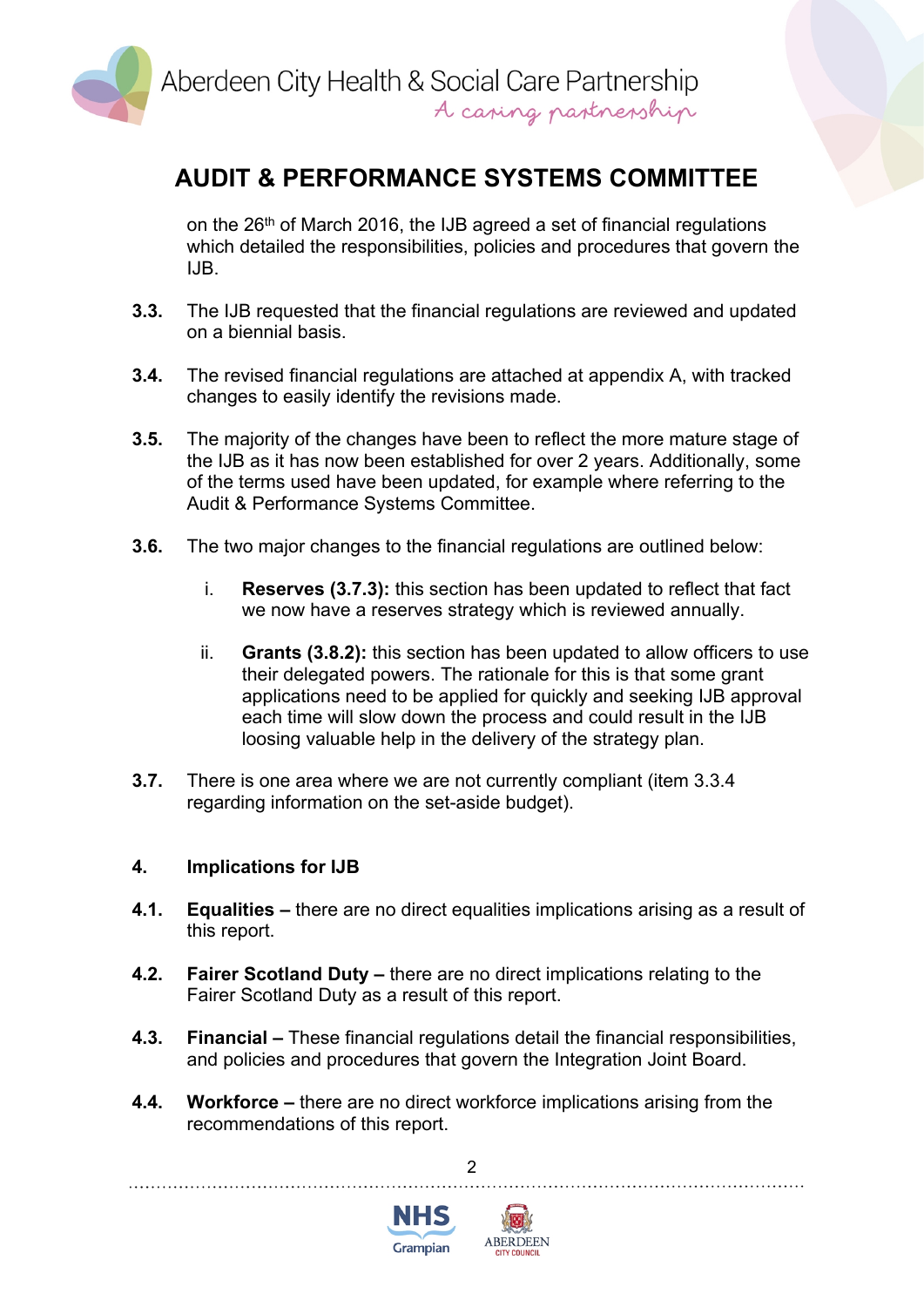on the 26th of March 2016, the IJB agreed a set of financial regulations which detailed the responsibilities, policies and procedures that govern the IJB.

**3.3.** The IJB requested that the financial regulations are reviewed and updated on a biennial basis.

**3.4.** The revised financial regulations are attached at appendix A, with tracked changes to easily identify the revisions made.

**3.5.** The majority of the changes have been to reflect the more mature stage of the IJB as it has now been established for over 2 years. Additionally, some of the terms used have been updated, for example where referring to the Audit & Performance Systems Committee.

**3.6.** The two major changes to the financial regulations are outlined below:

i. **Reserves (3.7.3):** this section has been updated to reflect that fact we now have a reserves strategy which is reviewed annually.

ii. **Grants (3.8.2):** this section has been updated to allow officers to use their delegated powers. The rationale for this is that some grant applications need to be applied for quickly and seeking IJB approval each time will slow down the process and could result in the IJB loosing valuable help in the delivery of the strategy plan.

**3.7.** There is one area where we are not currently compliant (item 3.3.4 regarding information on the set-aside budget).

## 4. Implications for IJB

**4.1.** **Equalities –** there are no direct equalities implications arising as a result of this report.

**4.2.** **Fairer Scotland Duty –** there are no direct implications relating to the Fairer Scotland Duty as a result of this report.

**4.3.** **Financial –** These financial regulations detail the financial responsibilities, and policies and procedures that govern the Integration Joint Board.

**4.4.** **Workforce –** there are no direct workforce implications arising from the recommendations of this report.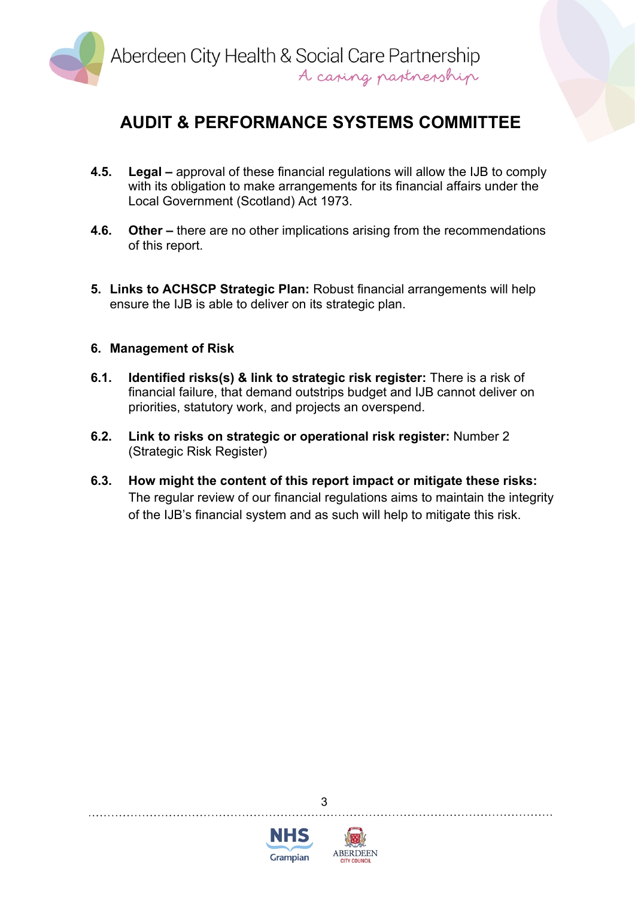**4.5. Legal –** approval of these financial regulations will allow the IJB to comply with its obligation to make arrangements for its financial affairs under the Local Government (Scotland) Act 1973.

**4.6. Other –** there are no other implications arising from the recommendations of this report.

**5. Links to ACHSCP Strategic Plan:** Robust financial arrangements will help ensure the IJB is able to deliver on its strategic plan.

**6. Management of Risk**

**6.1. Identified risks(s) & link to strategic risk register:** There is a risk of financial failure, that demand outstrips budget and IJB cannot deliver on priorities, statutory work, and projects an overspend.

**6.2. Link to risks on strategic or operational risk register:** Number 2 (Strategic Risk Register)

**6.3. How might the content of this report impact or mitigate these risks:** The regular review of our financial regulations aims to maintain the integrity of the IJB's financial system and as such will help to mitigate this risk.